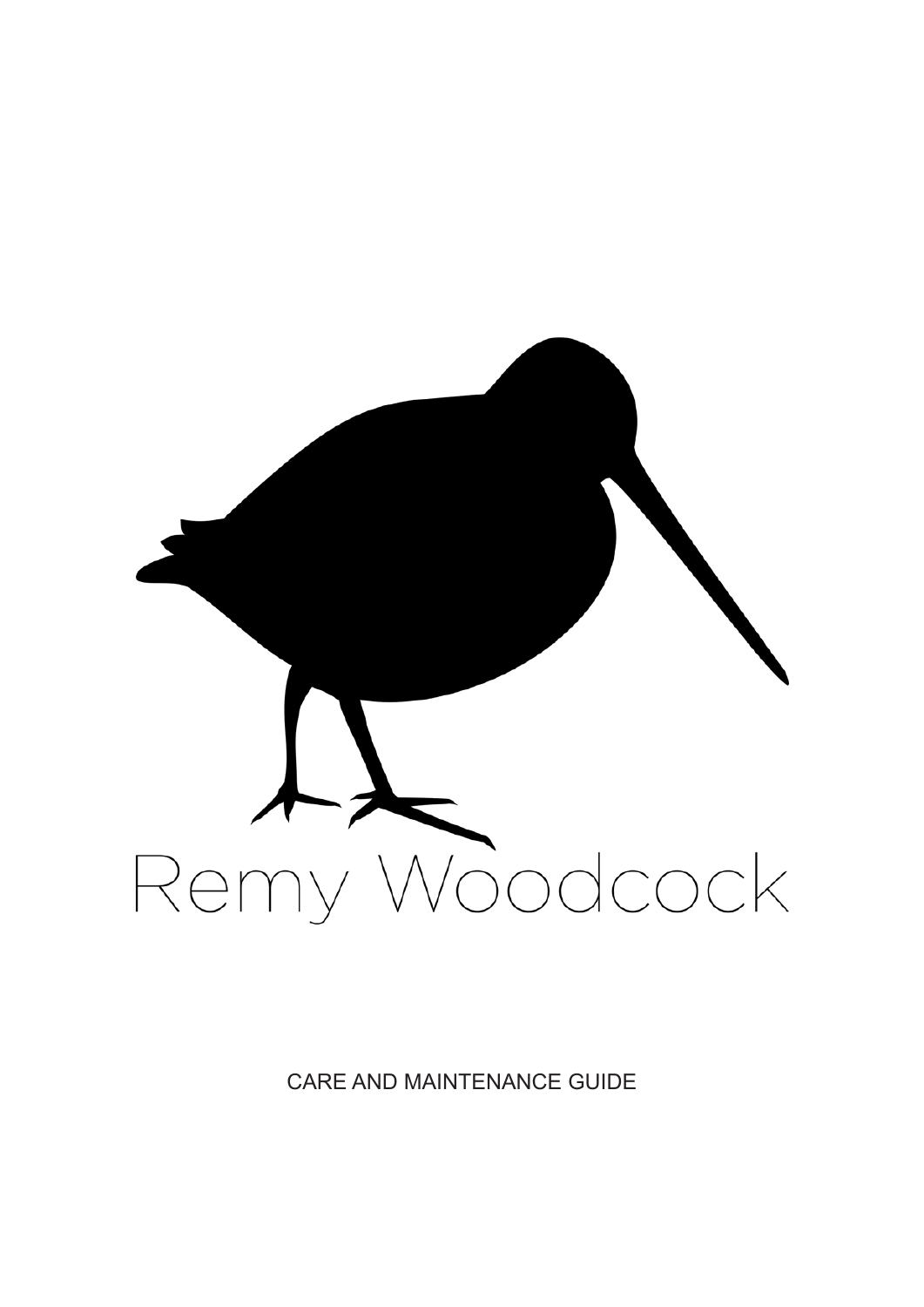# Remy Woodcock

CARE AND MAINTENANCE GUIDE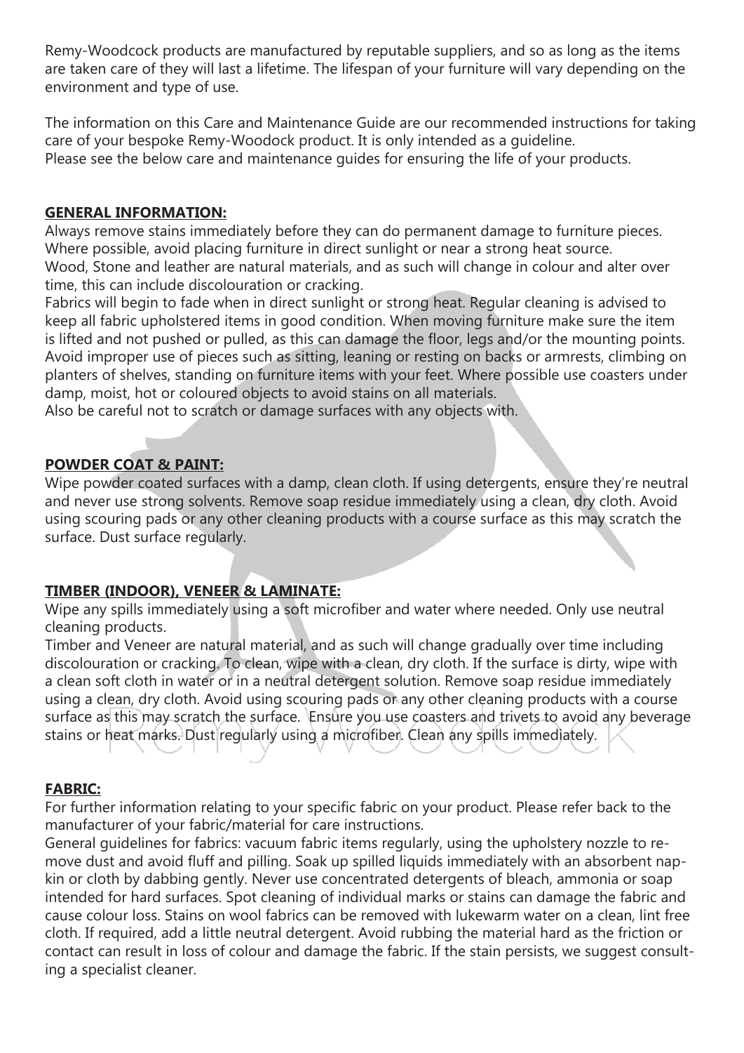Remy-Woodcock products are manufactured by reputable suppliers, and so as long as the items are taken care of they will last a lifetime. The lifespan of your furniture will vary depending on the environment and type of use.

The information on this Care and Maintenance Guide are our recommended instructions for taking care of your bespoke Remy-Woodock product. It is only intended as a guideline.
Please see the below care and maintenance guides for ensuring the life of your products.

## GENERAL INFORMATION:

Always remove stains immediately before they can do permanent damage to furniture pieces.
Where possible, avoid placing furniture in direct sunlight or near a strong heat source.
Wood, Stone and leather are natural materials, and as such will change in colour and alter over time, this can include discolouration or cracking.
Fabrics will begin to fade when in direct sunlight or strong heat. Regular cleaning is advised to keep all fabric upholstered items in good condition. When moving furniture make sure the item is lifted and not pushed or pulled, as this can damage the floor, legs and/or the mounting points. Avoid improper use of pieces such as sitting, leaning or resting on backs or armrests, climbing on planters of shelves, standing on furniture items with your feet. Where possible use coasters under damp, moist, hot or coloured objects to avoid stains on all materials.
Also be careful not to scratch or damage surfaces with any objects with.

## POWDER COAT & PAINT:

Wipe powder coated surfaces with a damp, clean cloth. If using detergents, ensure they're neutral and never use strong solvents. Remove soap residue immediately using a clean, dry cloth. Avoid using scouring pads or any other cleaning products with a course surface as this may scratch the surface. Dust surface regularly.

## TIMBER (INDOOR), VENEER & LAMINATE:

Wipe any spills immediately using a soft microfiber and water where needed. Only use neutral cleaning products.
Timber and Veneer are natural material, and as such will change gradually over time including discolouration or cracking. To clean, wipe with a clean, dry cloth. If the surface is dirty, wipe with a clean soft cloth in water or in a neutral detergent solution. Remove soap residue immediately using a clean, dry cloth. Avoid using scouring pads or any other cleaning products with a course surface as this may scratch the surface. Ensure you use coasters and trivets to avoid any beverage stains or heat marks. Dust regularly using a microfiber. Clean any spills immediately.

## FABRIC:

For further information relating to your specific fabric on your product. Please refer back to the manufacturer of your fabric/material for care instructions.
General guidelines for fabrics: vacuum fabric items regularly, using the upholstery nozzle to remove dust and avoid fluff and pilling. Soak up spilled liquids immediately with an absorbent napkin or cloth by dabbing gently. Never use concentrated detergents of bleach, ammonia or soap intended for hard surfaces. Spot cleaning of individual marks or stains can damage the fabric and cause colour loss. Stains on wool fabrics can be removed with lukewarm water on a clean, lint free cloth. If required, add a little neutral detergent. Avoid rubbing the material hard as the friction or contact can result in loss of colour and damage the fabric. If the stain persists, we suggest consulting a specialist cleaner.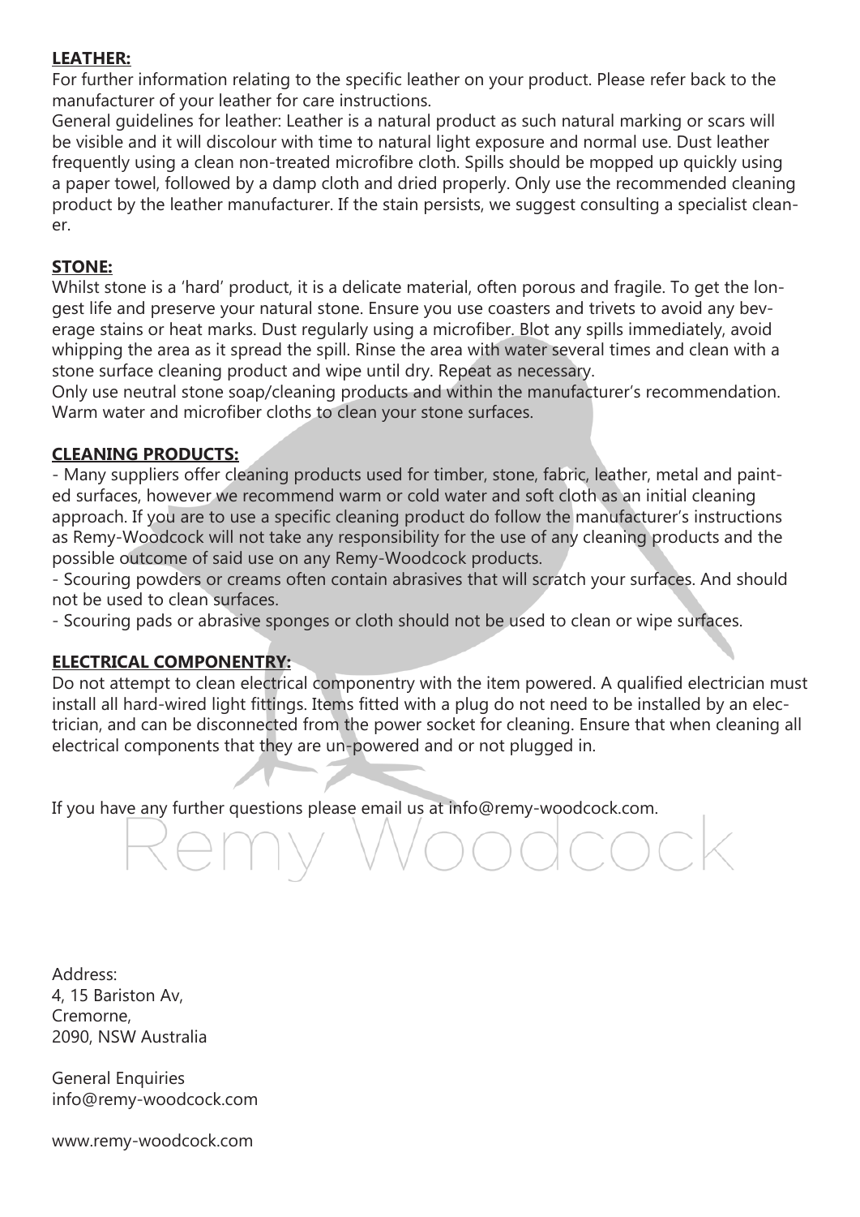**LEATHER:**

For further information relating to the specific leather on your product. Please refer back to the manufacturer of your leather for care instructions.

General guidelines for leather: Leather is a natural product as such natural marking or scars will be visible and it will discolour with time to natural light exposure and normal use. Dust leather frequently using a clean non-treated microfibre cloth. Spills should be mopped up quickly using a paper towel, followed by a damp cloth and dried properly. Only use the recommended cleaning product by the leather manufacturer. If the stain persists, we suggest consulting a specialist cleaner.

**STONE:**

Whilst stone is a 'hard' product, it is a delicate material, often porous and fragile. To get the longest life and preserve your natural stone. Ensure you use coasters and trivets to avoid any beverage stains or heat marks. Dust regularly using a microfiber. Blot any spills immediately, avoid whipping the area as it spread the spill. Rinse the area with water several times and clean with a stone surface cleaning product and wipe until dry. Repeat as necessary.

Only use neutral stone soap/cleaning products and within the manufacturer's recommendation. Warm water and microfiber cloths to clean your stone surfaces.

**CLEANING PRODUCTS:**

- Many suppliers offer cleaning products used for timber, stone, fabric, leather, metal and painted surfaces, however we recommend warm or cold water and soft cloth as an initial cleaning approach. If you are to use a specific cleaning product do follow the manufacturer's instructions as Remy-Woodcock will not take any responsibility for the use of any cleaning products and the possible outcome of said use on any Remy-Woodcock products.
- Scouring powders or creams often contain abrasives that will scratch your surfaces. And should not be used to clean surfaces.
- Scouring pads or abrasive sponges or cloth should not be used to clean or wipe surfaces.

**ELECTRICAL COMPONENTRY:**

Do not attempt to clean electrical componentry with the item powered. A qualified electrician must install all hard-wired light fittings. Items fitted with a plug do not need to be installed by an electrician, and can be disconnected from the power socket for cleaning. Ensure that when cleaning all electrical components that they are un-powered and or not plugged in.

If you have any further questions please email us at info@remy-woodcock.com.

Remy Woodcock

Address:
4, 15 Bariston Av,
Cremorne,
2090, NSW Australia

General Enquiries
info@remy-woodcock.com

www.remy-woodcock.com